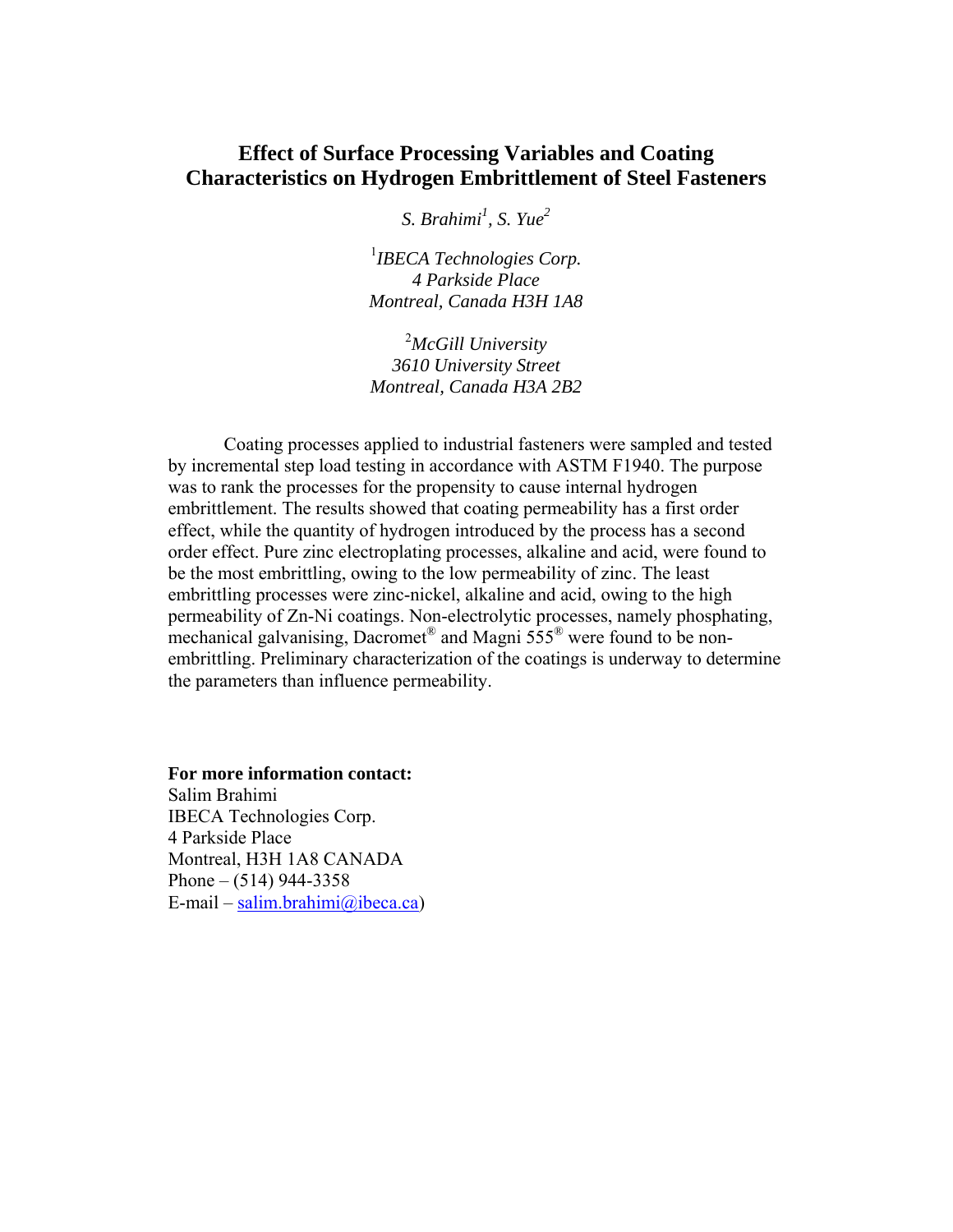# Effect of Surface Processing Variables and Coating Characteristics on Hydrogen Embrittlement of Steel Fasteners

*S. Brahimi[1], S. Yue[2]*

[1]*IBECA Technologies Corp.*
*4 Parkside Place*
*Montreal, Canada H3H 1A8*

[2]*McGill University*
*3610 University Street*
*Montreal, Canada H3A 2B2*

Coating processes applied to industrial fasteners were sampled and tested by incremental step load testing in accordance with ASTM F1940. The purpose was to rank the processes for the propensity to cause internal hydrogen embrittlement. The results showed that coating permeability has a first order effect, while the quantity of hydrogen introduced by the process has a second order effect. Pure zinc electroplating processes, alkaline and acid, were found to be the most embrittling, owing to the low permeability of zinc. The least embrittling processes were zinc-nickel, alkaline and acid, owing to the high permeability of Zn-Ni coatings. Non-electrolytic processes, namely phosphating, mechanical galvanising, Dacromet® and Magni 555® were found to be non-embrittling. Preliminary characterization of the coatings is underway to determine the parameters than influence permeability.

**For more information contact:**
Salim Brahimi
IBECA Technologies Corp.
4 Parkside Place
Montreal, H3H 1A8 CANADA
Phone – (514) 944-3358
E-mail – salim.brahimi@ibeca.ca)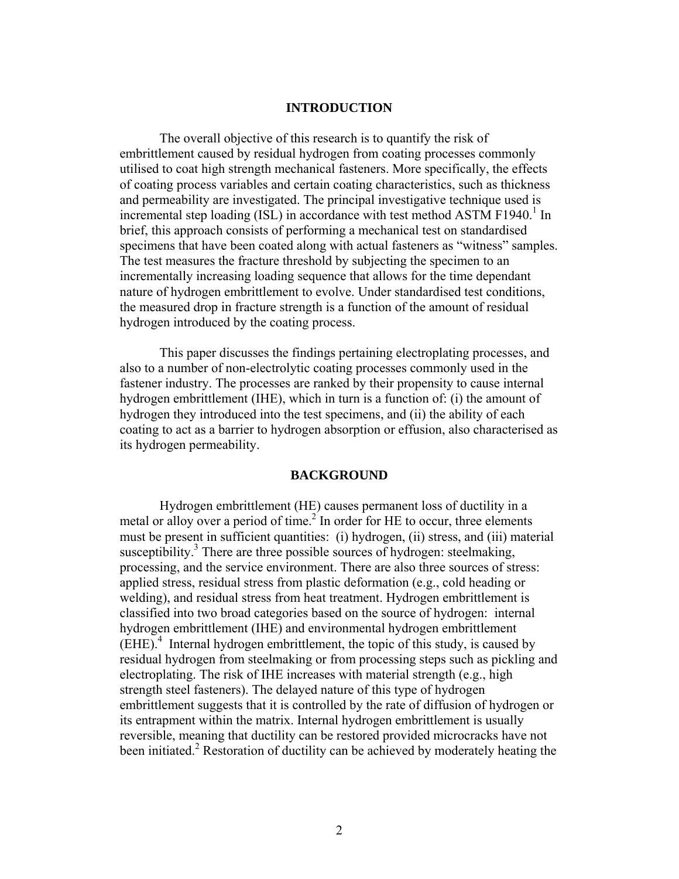## INTRODUCTION

The overall objective of this research is to quantify the risk of embrittlement caused by residual hydrogen from coating processes commonly utilised to coat high strength mechanical fasteners. More specifically, the effects of coating process variables and certain coating characteristics, such as thickness and permeability are investigated. The principal investigative technique used is incremental step loading (ISL) in accordance with test method ASTM F1940.[1] In brief, this approach consists of performing a mechanical test on standardised specimens that have been coated along with actual fasteners as "witness" samples. The test measures the fracture threshold by subjecting the specimen to an incrementally increasing loading sequence that allows for the time dependant nature of hydrogen embrittlement to evolve. Under standardised test conditions, the measured drop in fracture strength is a function of the amount of residual hydrogen introduced by the coating process.

This paper discusses the findings pertaining electroplating processes, and also to a number of non-electrolytic coating processes commonly used in the fastener industry. The processes are ranked by their propensity to cause internal hydrogen embrittlement (IHE), which in turn is a function of: (i) the amount of hydrogen they introduced into the test specimens, and (ii) the ability of each coating to act as a barrier to hydrogen absorption or effusion, also characterised as its hydrogen permeability.

## BACKGROUND

Hydrogen embrittlement (HE) causes permanent loss of ductility in a metal or alloy over a period of time.[2] In order for HE to occur, three elements must be present in sufficient quantities: (i) hydrogen, (ii) stress, and (iii) material susceptibility.[3] There are three possible sources of hydrogen: steelmaking, processing, and the service environment. There are also three sources of stress: applied stress, residual stress from plastic deformation (e.g., cold heading or welding), and residual stress from heat treatment. Hydrogen embrittlement is classified into two broad categories based on the source of hydrogen: internal hydrogen embrittlement (IHE) and environmental hydrogen embrittlement (EHE).[4] Internal hydrogen embrittlement, the topic of this study, is caused by residual hydrogen from steelmaking or from processing steps such as pickling and electroplating. The risk of IHE increases with material strength (e.g., high strength steel fasteners). The delayed nature of this type of hydrogen embrittlement suggests that it is controlled by the rate of diffusion of hydrogen or its entrapment within the matrix. Internal hydrogen embrittlement is usually reversible, meaning that ductility can be restored provided microcracks have not been initiated.[2] Restoration of ductility can be achieved by moderately heating the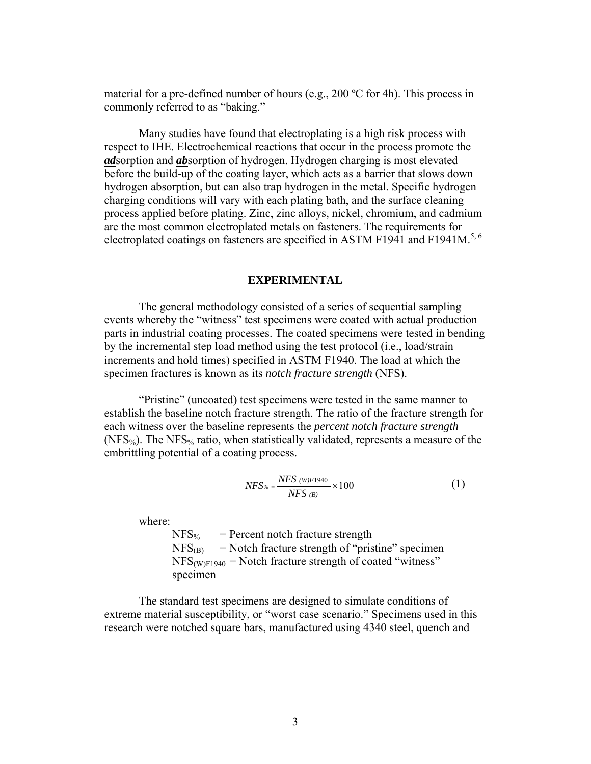material for a pre-defined number of hours (e.g., 200 ºC for 4h). This process in commonly referred to as "baking."

Many studies have found that electroplating is a high risk process with respect to IHE. Electrochemical reactions that occur in the process promote the ***ad***sorption and ***ab***sorption of hydrogen. Hydrogen charging is most elevated before the build-up of the coating layer, which acts as a barrier that slows down hydrogen absorption, but can also trap hydrogen in the metal. Specific hydrogen charging conditions will vary with each plating bath, and the surface cleaning process applied before plating. Zinc, zinc alloys, nickel, chromium, and cadmium are the most common electroplated metals on fasteners. The requirements for electroplated coatings on fasteners are specified in ASTM F1941 and F1941M.[5, 6]

## EXPERIMENTAL

The general methodology consisted of a series of sequential sampling events whereby the "witness" test specimens were coated with actual production parts in industrial coating processes. The coated specimens were tested in bending by the incremental step load method using the test protocol (i.e., load/strain increments and hold times) specified in ASTM F1940. The load at which the specimen fractures is known as its *notch fracture strength* (NFS).

"Pristine" (uncoated) test specimens were tested in the same manner to establish the baseline notch fracture strength. The ratio of the fracture strength for each witness over the baseline represents the *percent notch fracture strength* ($NFS_{\%}$). The $NFS_{\%}$ ratio, when statistically validated, represents a measure of the embrittling potential of a coating process.

$$NFS_{\%} = \frac{NFS_{(W)F1940}}{NFS_{(B)}} \times 100 \qquad (1)$$

where:

$NFS_{\%}$ = Percent notch fracture strength
$NFS_{(B)}$ = Notch fracture strength of "pristine" specimen
$NFS_{(W)F1940}$ = Notch fracture strength of coated "witness" specimen

The standard test specimens are designed to simulate conditions of extreme material susceptibility, or "worst case scenario." Specimens used in this research were notched square bars, manufactured using 4340 steel, quench and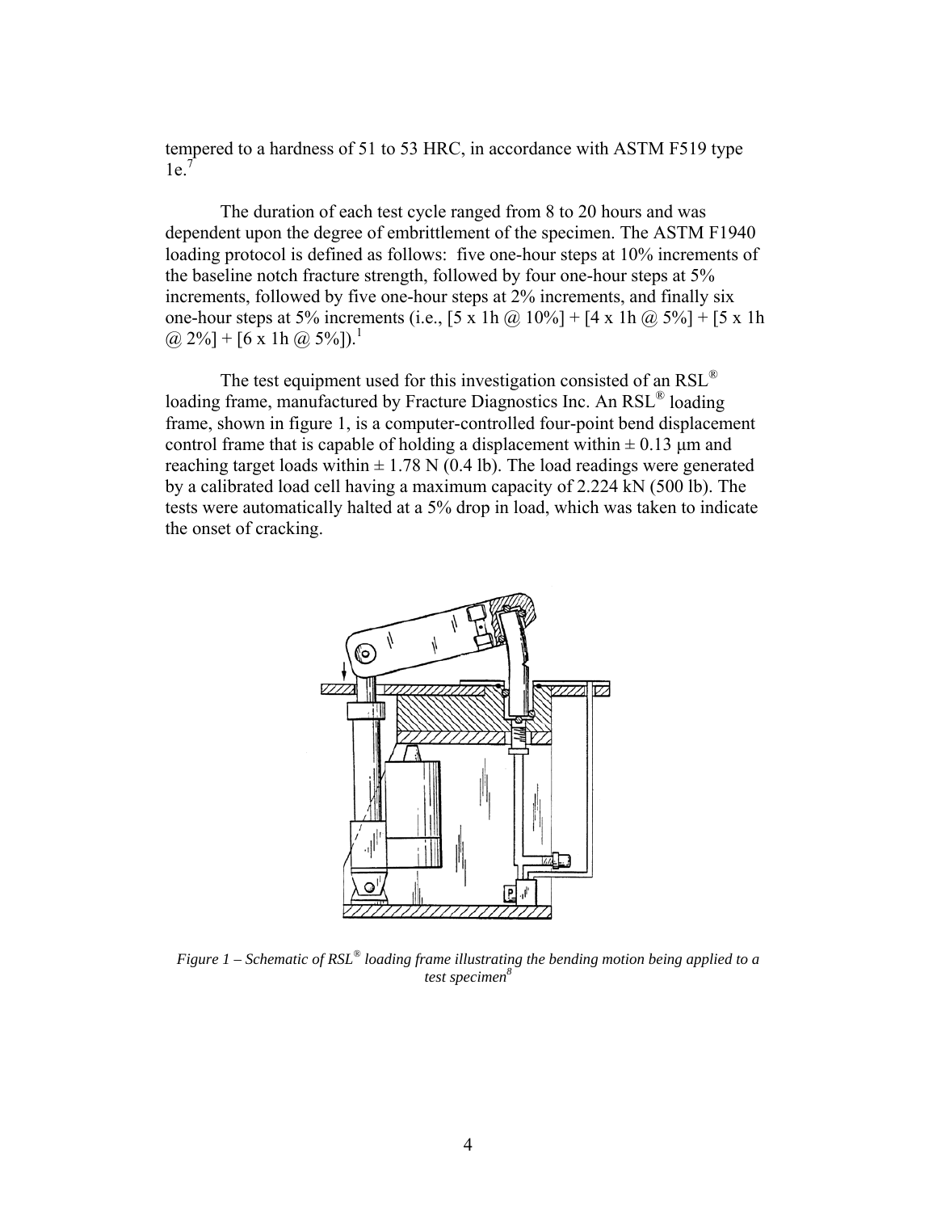tempered to a hardness of 51 to 53 HRC, in accordance with ASTM F519 type 1e.[7]

The duration of each test cycle ranged from 8 to 20 hours and was dependent upon the degree of embrittlement of the specimen. The ASTM F1940 loading protocol is defined as follows: five one-hour steps at 10% increments of the baseline notch fracture strength, followed by four one-hour steps at 5% increments, followed by five one-hour steps at 2% increments, and finally six one-hour steps at 5% increments (i.e., [5 x 1h @ 10%] + [4 x 1h @ 5%] + [5 x 1h @ 2%] + [6 x 1h @ 5%]).[1]

The test equipment used for this investigation consisted of an RSL® loading frame, manufactured by Fracture Diagnostics Inc. An RSL® loading frame, shown in figure 1, is a computer-controlled four-point bend displacement control frame that is capable of holding a displacement within ± 0.13 µm and reaching target loads within ± 1.78 N (0.4 lb). The load readings were generated by a calibrated load cell having a maximum capacity of 2.224 kN (500 lb). The tests were automatically halted at a 5% drop in load, which was taken to indicate the onset of cracking.

*Figure 1 – Schematic of RSL® loading frame illustrating the bending motion being applied to a test specimen[8]*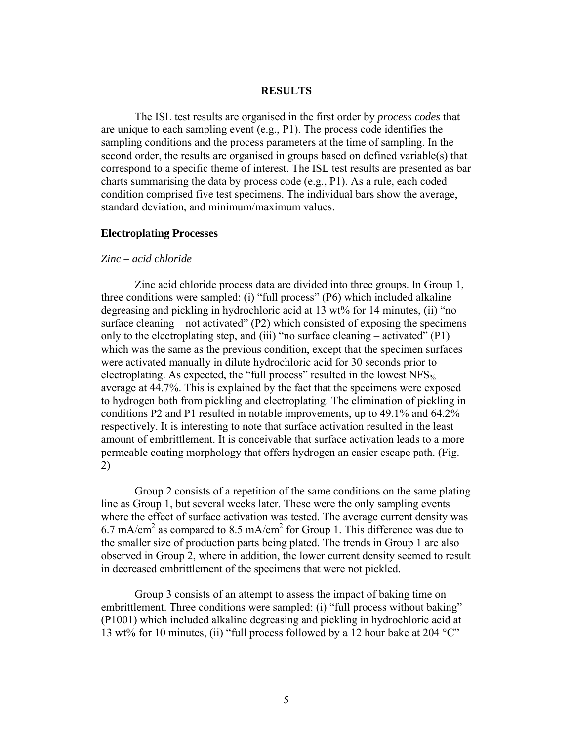## RESULTS

The ISL test results are organised in the first order by *process codes* that are unique to each sampling event (e.g., P1). The process code identifies the sampling conditions and the process parameters at the time of sampling. In the second order, the results are organised in groups based on defined variable(s) that correspond to a specific theme of interest. The ISL test results are presented as bar charts summarising the data by process code (e.g., P1). As a rule, each coded condition comprised five test specimens. The individual bars show the average, standard deviation, and minimum/maximum values.

### Electroplating Processes

#### *Zinc – acid chloride*

Zinc acid chloride process data are divided into three groups. In Group 1, three conditions were sampled: (i) "full process" (P6) which included alkaline degreasing and pickling in hydrochloric acid at 13 wt% for 14 minutes, (ii) "no surface cleaning – not activated" (P2) which consisted of exposing the specimens only to the electroplating step, and (iii) "no surface cleaning – activated" (P1) which was the same as the previous condition, except that the specimen surfaces were activated manually in dilute hydrochloric acid for 30 seconds prior to electroplating. As expected, the "full process" resulted in the lowest $NFS_{\%}$ average at 44.7%. This is explained by the fact that the specimens were exposed to hydrogen both from pickling and electroplating. The elimination of pickling in conditions P2 and P1 resulted in notable improvements, up to 49.1% and 64.2% respectively. It is interesting to note that surface activation resulted in the least amount of embrittlement. It is conceivable that surface activation leads to a more permeable coating morphology that offers hydrogen an easier escape path. (Fig. 2)

Group 2 consists of a repetition of the same conditions on the same plating line as Group 1, but several weeks later. These were the only sampling events where the effect of surface activation was tested. The average current density was 6.7 $mA/cm^2$ as compared to 8.5 $mA/cm^2$ for Group 1. This difference was due to the smaller size of production parts being plated. The trends in Group 1 are also observed in Group 2, where in addition, the lower current density seemed to result in decreased embrittlement of the specimens that were not pickled.

Group 3 consists of an attempt to assess the impact of baking time on embrittlement. Three conditions were sampled: (i) "full process without baking" (P1001) which included alkaline degreasing and pickling in hydrochloric acid at 13 wt% for 10 minutes, (ii) "full process followed by a 12 hour bake at 204 °C"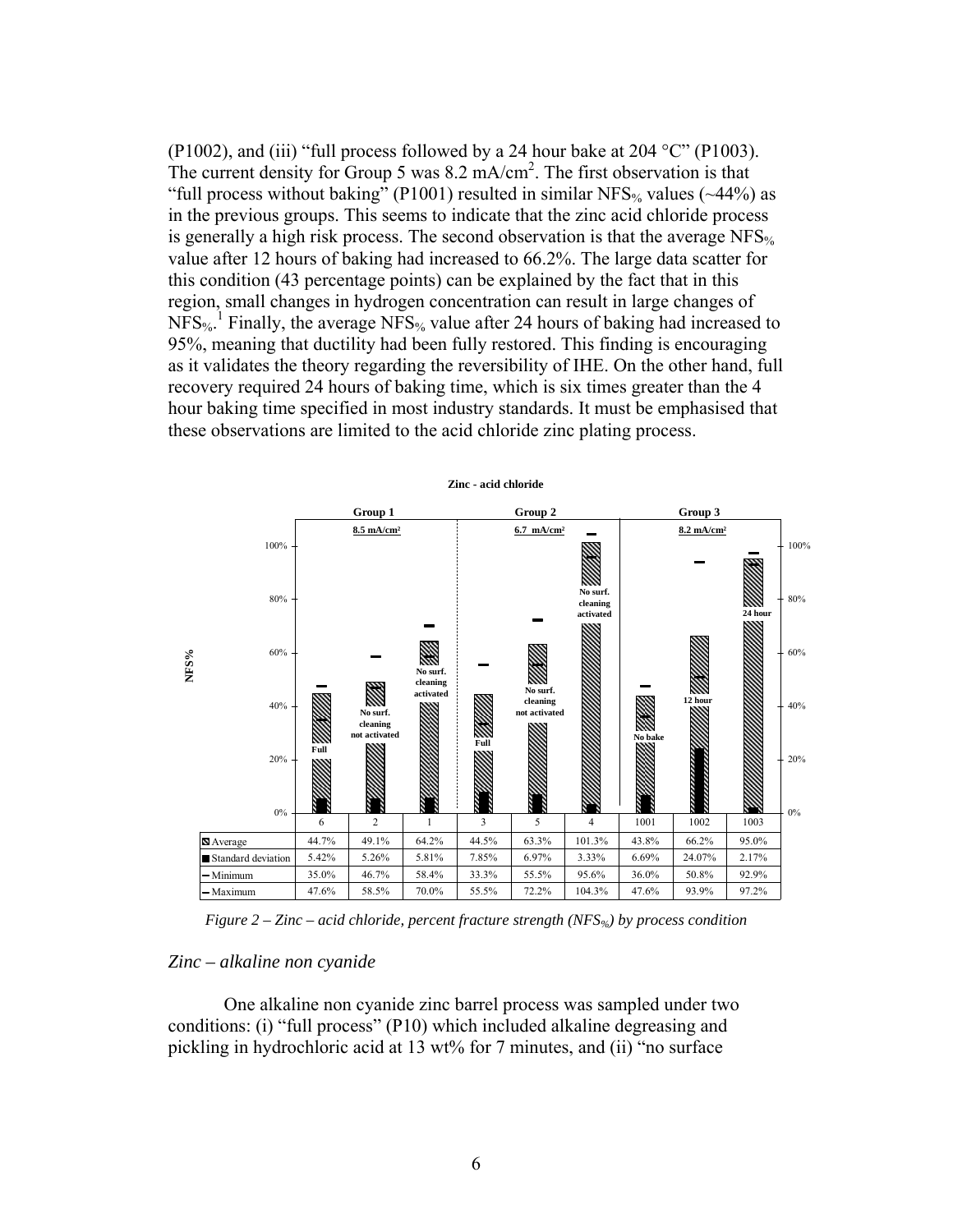(P1002), and (iii) "full process followed by a 24 hour bake at 204 °C" (P1003). The current density for Group 5 was 8.2 mA/cm$^2$. The first observation is that "full process without baking" (P1001) resulted in similar $NFS_{\%}$ values (~44%) as in the previous groups. This seems to indicate that the zinc acid chloride process is generally a high risk process. The second observation is that the average $NFS_{\%}$ value after 12 hours of baking had increased to 66.2%. The large data scatter for this condition (43 percentage points) can be explained by the fact that in this region, small changes in hydrogen concentration can result in large changes of $NFS_{\%}$.[1] Finally, the average $NFS_{\%}$ value after 24 hours of baking had increased to 95%, meaning that ductility had been fully restored. This finding is encouraging as it validates the theory regarding the reversibility of IHE. On the other hand, full recovery required 24 hours of baking time, which is six times greater than the 4 hour baking time specified in most industry standards. It must be emphasised that these observations are limited to the acid chloride zinc plating process.

**Zinc - acid chloride**

| | Group 1 (8.5 mA/cm²) | | | Group 2 (6.7 mA/cm²) | | | Group 3 (8.2 mA/cm²) | | |
|---|---|---|---|---|---|---|---|---|---|
| | Full | No surf. cleaning not activated | No surf. cleaning activated | Full | No surf. cleaning not activated | No surf. cleaning activated | No bake | 12 hour | 24 hour |
| | 6 | 2 | 1 | 3 | 5 | 4 | 1001 | 1002 | 1003 |
| Average | 44.7% | 49.1% | 64.2% | 44.5% | 63.3% | 101.3% | 43.8% | 66.2% | 95.0% |
| Standard deviation | 5.42% | 5.26% | 5.81% | 7.85% | 6.97% | 3.33% | 6.69% | 24.07% | 2.17% |
| Minimum | 35.0% | 46.7% | 58.4% | 33.3% | 55.5% | 95.6% | 36.0% | 50.8% | 92.9% |
| Maximum | 47.6% | 58.5% | 70.0% | 55.5% | 72.2% | 104.3% | 47.6% | 93.9% | 97.2% |

*Figure 2 – Zinc – acid chloride, percent fracture strength ($NFS_{\%}$) by process condition*

### *Zinc – alkaline non cyanide*

One alkaline non cyanide zinc barrel process was sampled under two conditions: (i) "full process" (P10) which included alkaline degreasing and pickling in hydrochloric acid at 13 wt% for 7 minutes, and (ii) "no surface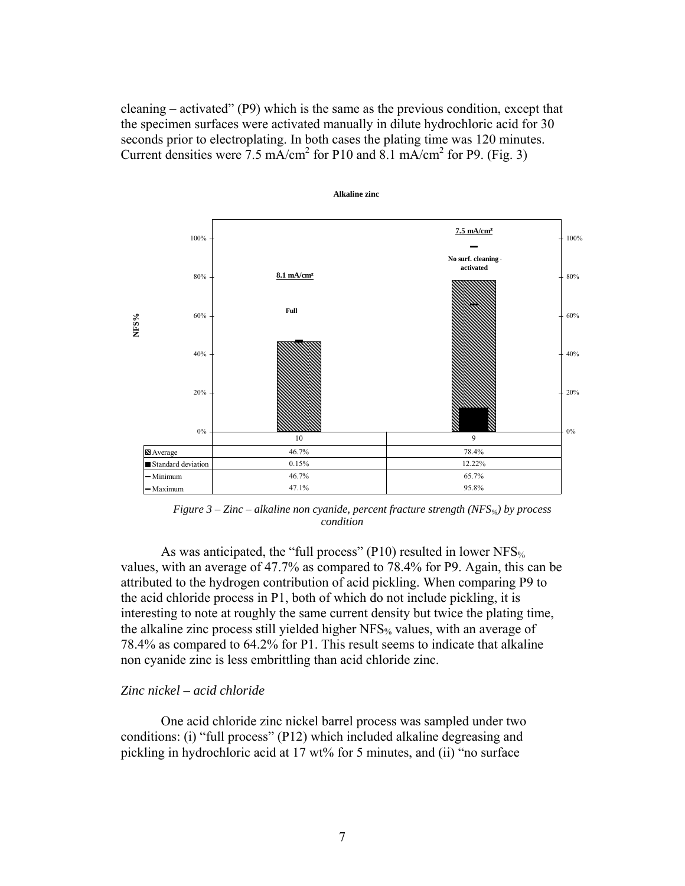cleaning – activated" (P9) which is the same as the previous condition, except that the specimen surfaces were activated manually in dilute hydrochloric acid for 30 seconds prior to electroplating. In both cases the plating time was 120 minutes. Current densities were 7.5 mA/cm$^2$ for P10 and 8.1 mA/cm$^2$ for P9. (Fig. 3)

**Alkaline zinc**

| | 10 | 9 |
|---|---|---|
| Average | 46.7% | 78.4% |
| Standard deviation | 0.15% | 12.22% |
| Minimum | 46.7% | 65.7% |
| Maximum | 47.1% | 95.8% |

*Figure 3 – Zinc – alkaline non cyanide, percent fracture strength ($NFS_{\%}$) by process condition*

As was anticipated, the "full process" (P10) resulted in lower $NFS_{\%}$ values, with an average of 47.7% as compared to 78.4% for P9. Again, this can be attributed to the hydrogen contribution of acid pickling. When comparing P9 to the acid chloride process in P1, both of which do not include pickling, it is interesting to note at roughly the same current density but twice the plating time, the alkaline zinc process still yielded higher $NFS_{\%}$ values, with an average of 78.4% as compared to 64.2% for P1. This result seems to indicate that alkaline non cyanide zinc is less embrittling than acid chloride zinc.

*Zinc nickel – acid chloride*

One acid chloride zinc nickel barrel process was sampled under two conditions: (i) "full process" (P12) which included alkaline degreasing and pickling in hydrochloric acid at 17 wt% for 5 minutes, and (ii) "no surface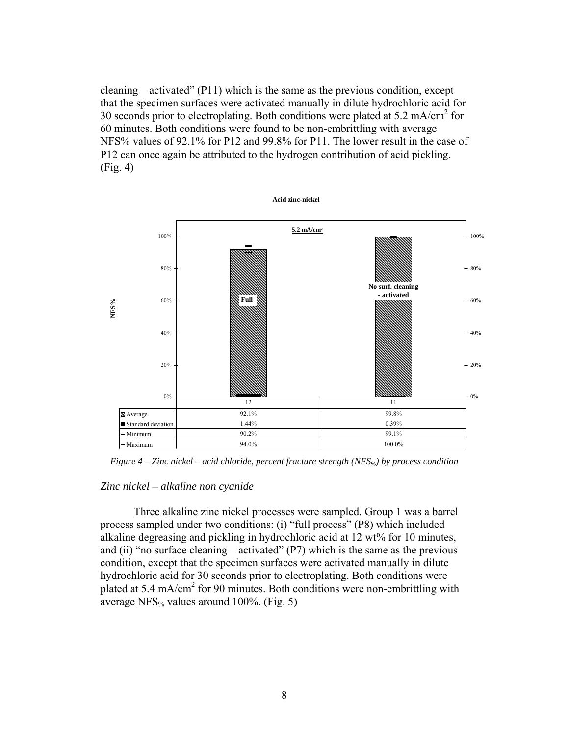cleaning – activated" (P11) which is the same as the previous condition, except that the specimen surfaces were activated manually in dilute hydrochloric acid for 30 seconds prior to electroplating. Both conditions were plated at 5.2 mA/cm$^2$ for 60 minutes. Both conditions were found to be non-embrittling with average NFS% values of 92.1% for P12 and 99.8% for P11. The lower result in the case of P12 can once again be attributed to the hydrogen contribution of acid pickling. (Fig. 4)

**Acid zinc-nickel**

**5.2 mA/cm²**

| | 12 (Full) | 11 (No surf. cleaning - activated) |
|---|---|---|
| Average | 92.1% | 99.8% |
| Standard deviation | 1.44% | 0.39% |
| Minimum | 90.2% | 99.1% |
| Maximum | 94.0% | 100.0% |

*Figure 4 – Zinc nickel – acid chloride, percent fracture strength ($NFS_{\%}$) by process condition*

### *Zinc nickel – alkaline non cyanide*

Three alkaline zinc nickel processes were sampled. Group 1 was a barrel process sampled under two conditions: (i) "full process" (P8) which included alkaline degreasing and pickling in hydrochloric acid at 12 wt% for 10 minutes, and (ii) "no surface cleaning – activated" (P7) which is the same as the previous condition, except that the specimen surfaces were activated manually in dilute hydrochloric acid for 30 seconds prior to electroplating. Both conditions were plated at 5.4 mA/cm$^2$ for 90 minutes. Both conditions were non-embrittling with average $NFS_{\%}$ values around 100%. (Fig. 5)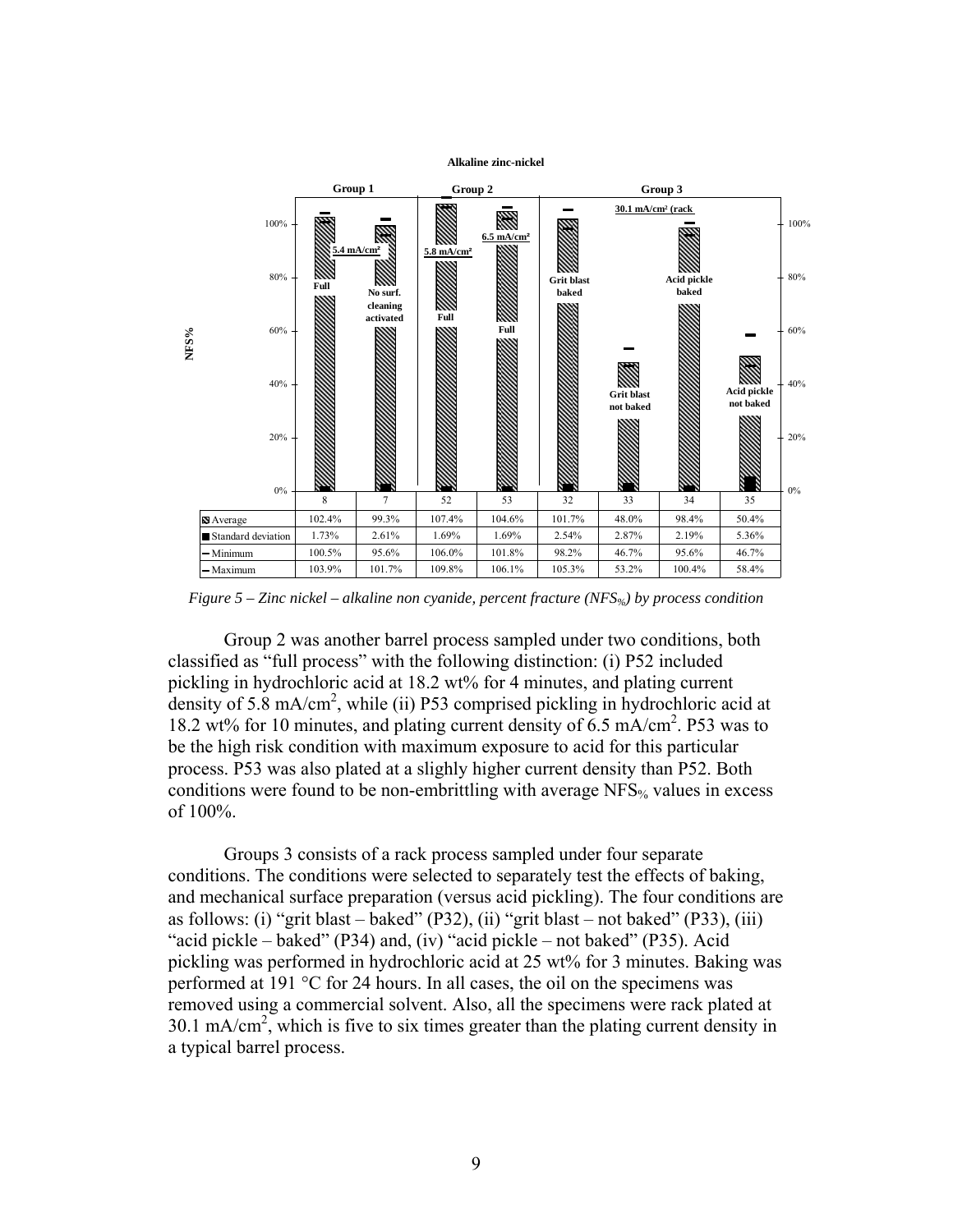**Alkaline zinc-nickel**

| | Group 1 | | Group 2 | | Group 3 | | | |
|---|---|---|---|---|---|---|---|---|
| | 5.4 mA/cm² | | 5.8 mA/cm² | 6.5 mA/cm² | 30.1 mA/cm² (rack | | | |
| | Full | No surf. cleaning activated | Full | Full | Grit blast baked | Grit blast not baked | Acid pickle baked | Acid pickle not baked |
| | 8 | 7 | 52 | 53 | 32 | 33 | 34 | 35 |
| Average | 102.4% | 99.3% | 107.4% | 104.6% | 101.7% | 48.0% | 98.4% | 50.4% |
| Standard deviation | 1.73% | 2.61% | 1.69% | 1.69% | 2.54% | 2.87% | 2.19% | 5.36% |
| Minimum | 100.5% | 95.6% | 106.0% | 101.8% | 98.2% | 46.7% | 95.6% | 46.7% |
| Maximum | 103.9% | 101.7% | 109.8% | 106.1% | 105.3% | 53.2% | 100.4% | 58.4% |

*Figure 5 – Zinc nickel – alkaline non cyanide, percent fracture ($NFS_{\%}$) by process condition*

Group 2 was another barrel process sampled under two conditions, both classified as "full process" with the following distinction: (i) P52 included pickling in hydrochloric acid at 18.2 wt% for 4 minutes, and plating current density of 5.8 mA/cm$^2$, while (ii) P53 comprised pickling in hydrochloric acid at 18.2 wt% for 10 minutes, and plating current density of 6.5 mA/cm$^2$. P53 was to be the high risk condition with maximum exposure to acid for this particular process. P53 was also plated at a slighly higher current density than P52. Both conditions were found to be non-embrittling with average $NFS_{\%}$ values in excess of 100%.

Groups 3 consists of a rack process sampled under four separate conditions. The conditions were selected to separately test the effects of baking, and mechanical surface preparation (versus acid pickling). The four conditions are as follows: (i) "grit blast – baked" (P32), (ii) "grit blast – not baked" (P33), (iii) "acid pickle – baked" (P34) and, (iv) "acid pickle – not baked" (P35). Acid pickling was performed in hydrochloric acid at 25 wt% for 3 minutes. Baking was performed at 191 °C for 24 hours. In all cases, the oil on the specimens was removed using a commercial solvent. Also, all the specimens were rack plated at 30.1 mA/cm$^2$, which is five to six times greater than the plating current density in a typical barrel process.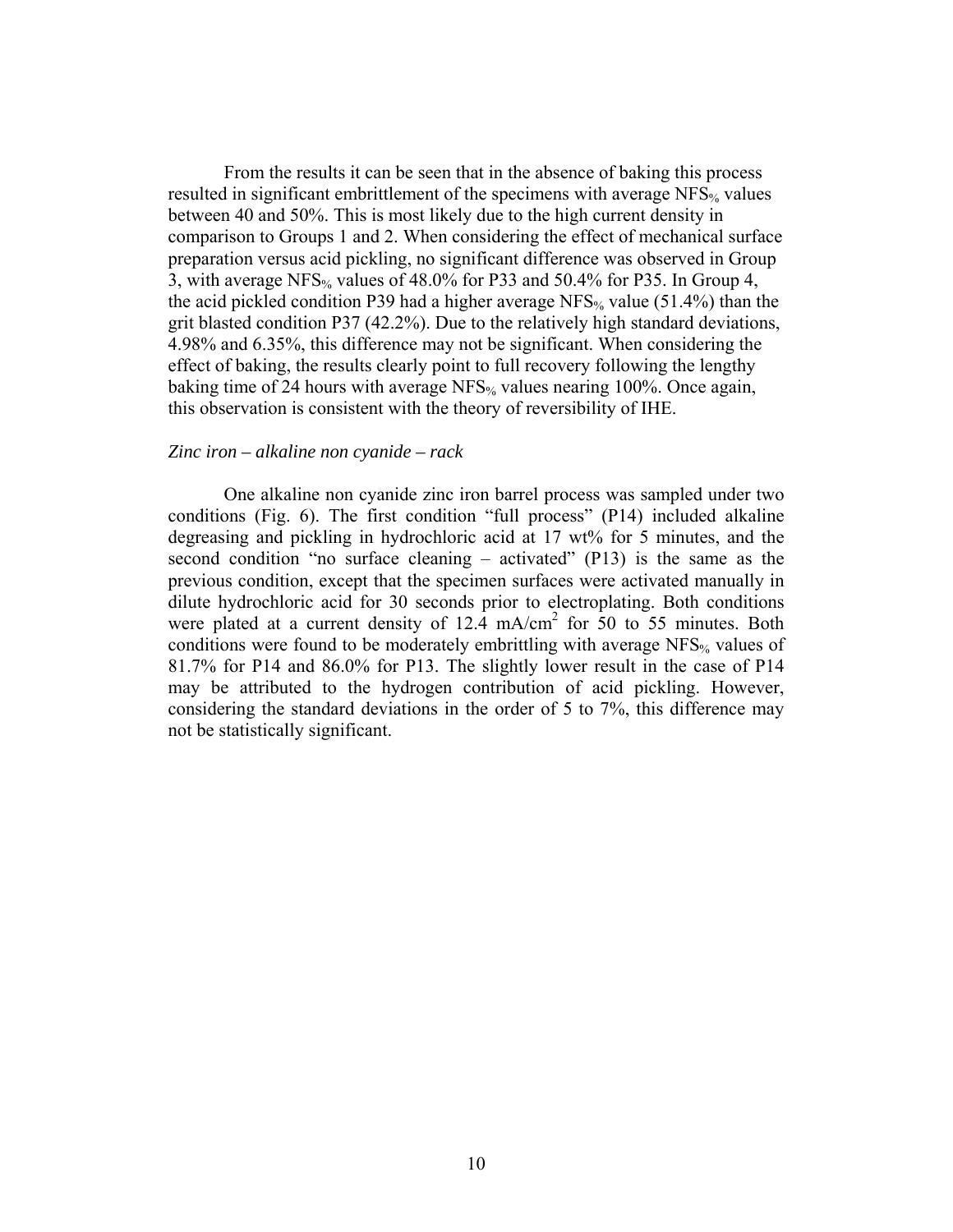From the results it can be seen that in the absence of baking this process resulted in significant embrittlement of the specimens with average $NFS_{\%}$ values between 40 and 50%. This is most likely due to the high current density in comparison to Groups 1 and 2. When considering the effect of mechanical surface preparation versus acid pickling, no significant difference was observed in Group 3, with average $NFS_{\%}$ values of 48.0% for P33 and 50.4% for P35. In Group 4, the acid pickled condition P39 had a higher average $NFS_{\%}$ value (51.4%) than the grit blasted condition P37 (42.2%). Due to the relatively high standard deviations, 4.98% and 6.35%, this difference may not be significant. When considering the effect of baking, the results clearly point to full recovery following the lengthy baking time of 24 hours with average $NFS_{\%}$ values nearing 100%. Once again, this observation is consistent with the theory of reversibility of IHE.

*Zinc iron – alkaline non cyanide – rack*

One alkaline non cyanide zinc iron barrel process was sampled under two conditions (Fig. 6). The first condition "full process" (P14) included alkaline degreasing and pickling in hydrochloric acid at 17 wt% for 5 minutes, and the second condition "no surface cleaning – activated" (P13) is the same as the previous condition, except that the specimen surfaces were activated manually in dilute hydrochloric acid for 30 seconds prior to electroplating. Both conditions were plated at a current density of 12.4 $mA/cm^2$ for 50 to 55 minutes. Both conditions were found to be moderately embrittling with average $NFS_{\%}$ values of 81.7% for P14 and 86.0% for P13. The slightly lower result in the case of P14 may be attributed to the hydrogen contribution of acid pickling. However, considering the standard deviations in the order of 5 to 7%, this difference may not be statistically significant.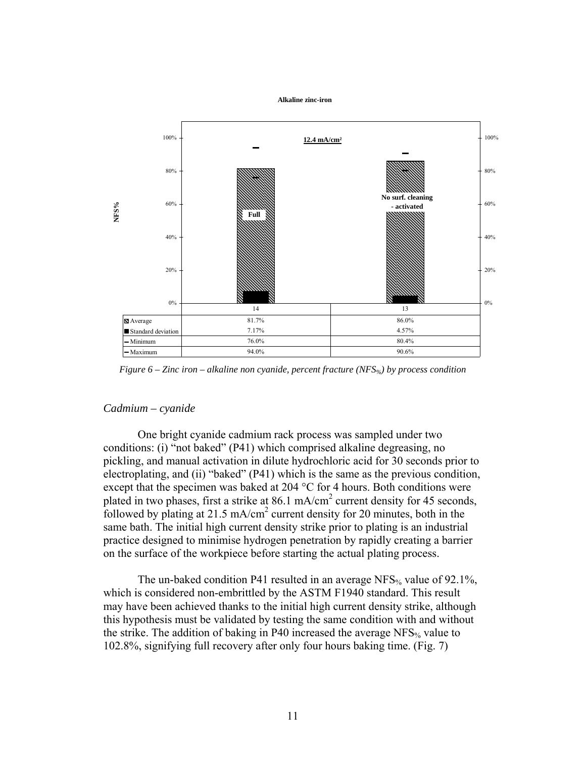**Alkaline zinc-iron**

| | 14 | 13 |
|---|---|---|
| Average | 81.7% | 86.0% |
| Standard deviation | 7.17% | 4.57% |
| Minimum | 76.0% | 80.4% |
| Maximum | 94.0% | 90.6% |

*Figure 6 – Zinc iron – alkaline non cyanide, percent fracture ($NFS_{\%}$) by process condition*

## *Cadmium – cyanide*

One bright cyanide cadmium rack process was sampled under two conditions: (i) "not baked" (P41) which comprised alkaline degreasing, no pickling, and manual activation in dilute hydrochloric acid for 30 seconds prior to electroplating, and (ii) "baked" (P41) which is the same as the previous condition, except that the specimen was baked at 204 °C for 4 hours. Both conditions were plated in two phases, first a strike at 86.1 mA/cm$^2$ current density for 45 seconds, followed by plating at 21.5 mA/cm$^2$ current density for 20 minutes, both in the same bath. The initial high current density strike prior to plating is an industrial practice designed to minimise hydrogen penetration by rapidly creating a barrier on the surface of the workpiece before starting the actual plating process.

The un-baked condition P41 resulted in an average $NFS_{\%}$ value of 92.1%, which is considered non-embrittled by the ASTM F1940 standard. This result may have been achieved thanks to the initial high current density strike, although this hypothesis must be validated by testing the same condition with and without the strike. The addition of baking in P40 increased the average $NFS_{\%}$ value to 102.8%, signifying full recovery after only four hours baking time. (Fig. 7)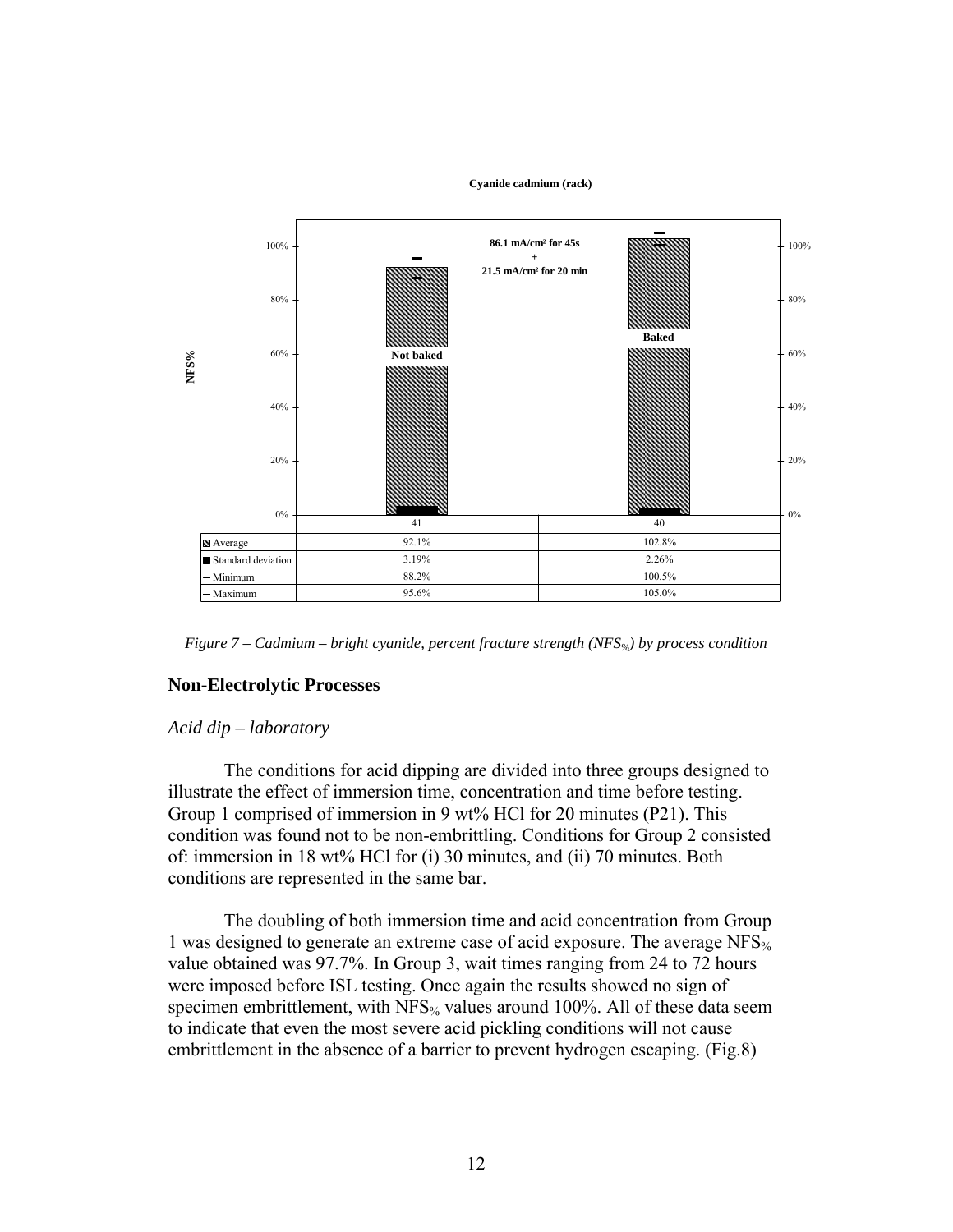**Cyanide cadmium (rack)**

86.1 mA/cm² for 45s + 21.5 mA/cm² for 20 min

| | Not baked | Baked |
|---|---|---|
| | 41 | 40 |
| Average | 92.1% | 102.8% |
| Standard deviation | 3.19% | 2.26% |
| Minimum | 88.2% | 100.5% |
| Maximum | 95.6% | 105.0% |

*Figure 7 – Cadmium – bright cyanide, percent fracture strength ($NFS_{\%}$) by process condition*

## Non-Electrolytic Processes

### *Acid dip – laboratory*

The conditions for acid dipping are divided into three groups designed to illustrate the effect of immersion time, concentration and time before testing. Group 1 comprised of immersion in 9 wt% HCl for 20 minutes (P21). This condition was found not to be non-embrittling. Conditions for Group 2 consisted of: immersion in 18 wt% HCl for (i) 30 minutes, and (ii) 70 minutes. Both conditions are represented in the same bar.

The doubling of both immersion time and acid concentration from Group 1 was designed to generate an extreme case of acid exposure. The average $NFS_{\%}$ value obtained was 97.7%. In Group 3, wait times ranging from 24 to 72 hours were imposed before ISL testing. Once again the results showed no sign of specimen embrittlement, with $NFS_{\%}$ values around 100%. All of these data seem to indicate that even the most severe acid pickling conditions will not cause embrittlement in the absence of a barrier to prevent hydrogen escaping. (Fig.8)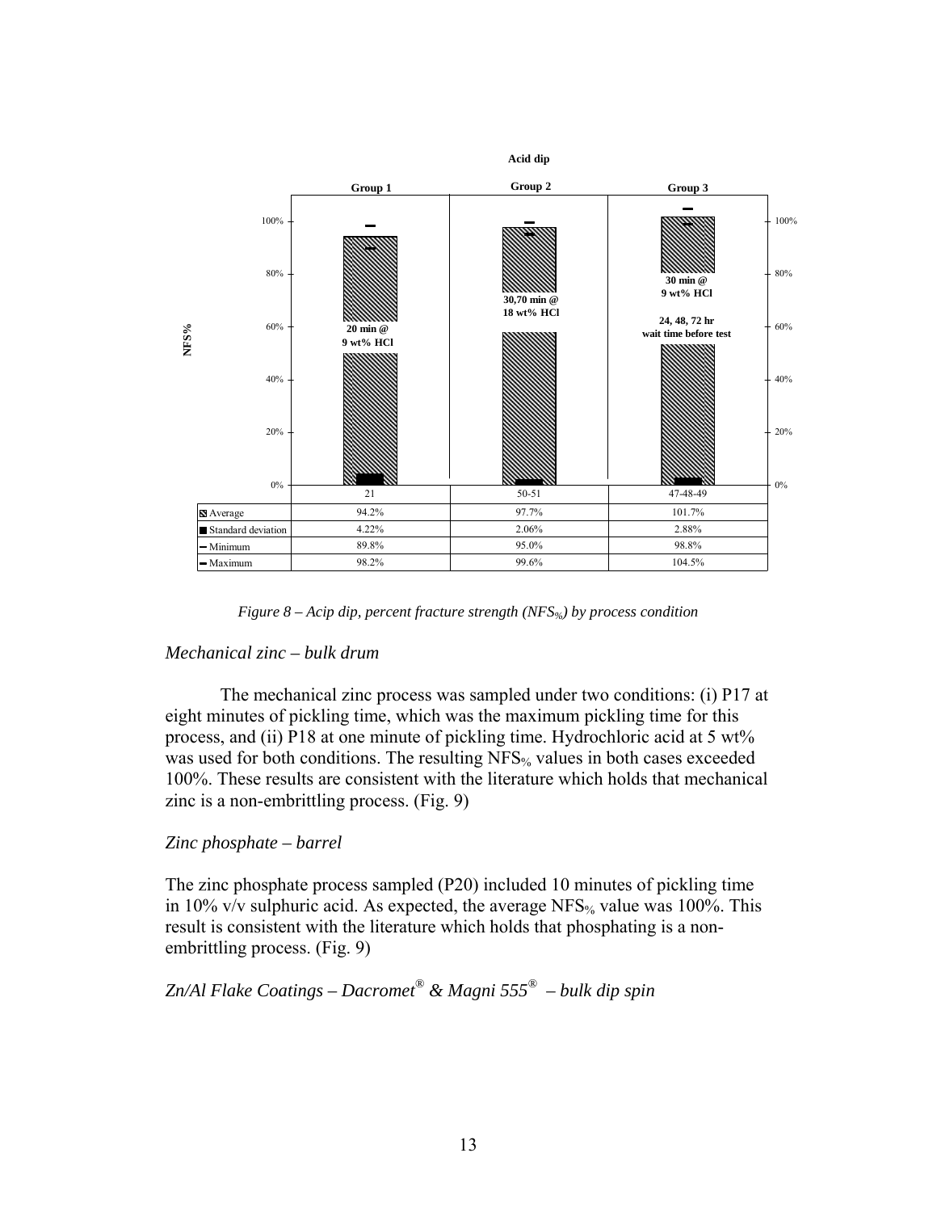**Acid dip**

| | Group 1 | Group 2 | Group 3 |
|---|---|---|---|
| | 20 min @ 9 wt% HCl | 30,70 min @ 18 wt% HCl | 30 min @ 9 wt% HCl; 24, 48, 72 hr wait time before test |
| | 21 | 50-51 | 47-48-49 |
| Average | 94.2% | 97.7% | 101.7% |
| Standard deviation | 4.22% | 2.06% | 2.88% |
| Minimum | 89.8% | 95.0% | 98.8% |
| Maximum | 98.2% | 99.6% | 104.5% |

*Figure 8 – Acip dip, percent fracture strength ($NFS_{\%}$) by process condition*

### *Mechanical zinc – bulk drum*

The mechanical zinc process was sampled under two conditions: (i) P17 at eight minutes of pickling time, which was the maximum pickling time for this process, and (ii) P18 at one minute of pickling time. Hydrochloric acid at 5 wt% was used for both conditions. The resulting $NFS_{\%}$ values in both cases exceeded 100%. These results are consistent with the literature which holds that mechanical zinc is a non-embrittling process. (Fig. 9)

### *Zinc phosphate – barrel*

The zinc phosphate process sampled (P20) included 10 minutes of pickling time in 10% v/v sulphuric acid. As expected, the average $NFS_{\%}$ value was 100%. This result is consistent with the literature which holds that phosphating is a non-embrittling process. (Fig. 9)

### *Zn/Al Flake Coatings – Dacromet® & Magni 555® – bulk dip spin*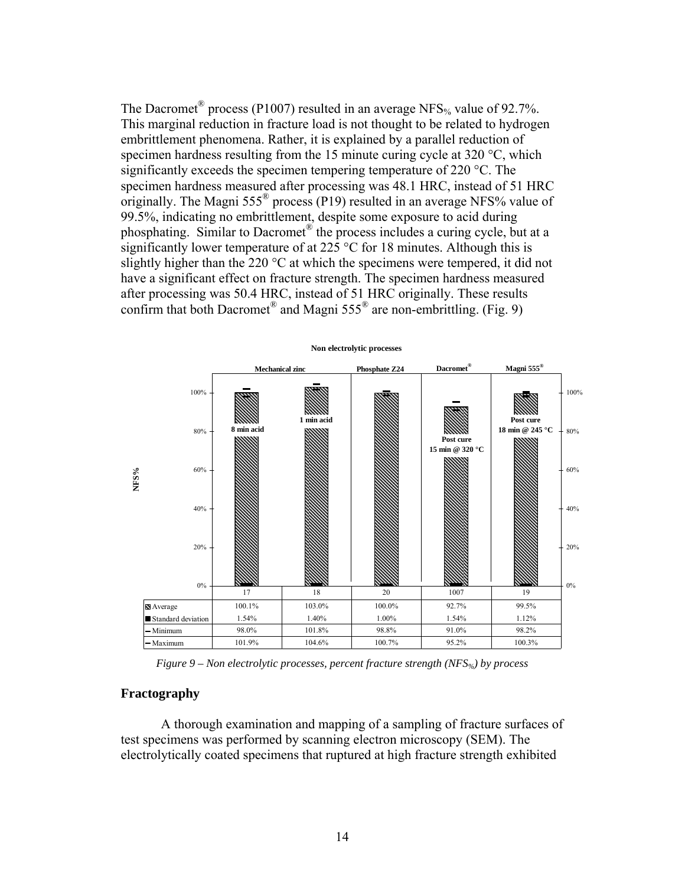The Dacromet® process (P1007) resulted in an average $NFS_{\%}$ value of 92.7%. This marginal reduction in fracture load is not thought to be related to hydrogen embrittlement phenomena. Rather, it is explained by a parallel reduction of specimen hardness resulting from the 15 minute curing cycle at 320 °C, which significantly exceeds the specimen tempering temperature of 220 °C. The specimen hardness measured after processing was 48.1 HRC, instead of 51 HRC originally. The Magni 555® process (P19) resulted in an average NFS% value of 99.5%, indicating no embrittlement, despite some exposure to acid during phosphating. Similar to Dacromet® the process includes a curing cycle, but at a significantly lower temperature of at 225 °C for 18 minutes. Although this is slightly higher than the 220 °C at which the specimens were tempered, it did not have a significant effect on fracture strength. The specimen hardness measured after processing was 50.4 HRC, instead of 51 HRC originally. These results confirm that both Dacromet® and Magni 555® are non-embrittling. (Fig. 9)

**Non electrolytic processes**

| | Mechanical zinc (8 min acid) | Mechanical zinc (1 min acid) | Phosphate Z24 | Dacromet® (Post cure 15 min @ 320 °C) | Magni 555® (Post cure 18 min @ 245 °C) |
|---|---|---|---|---|---|
| Process | 17 | 18 | 20 | 1007 | 19 |
| Average | 100.1% | 103.0% | 100.0% | 92.7% | 99.5% |
| Standard deviation | 1.54% | 1.40% | 1.00% | 1.54% | 1.12% |
| Minimum | 98.0% | 101.8% | 98.8% | 91.0% | 98.2% |
| Maximum | 101.9% | 104.6% | 100.7% | 95.2% | 100.3% |

*Figure 9 – Non electrolytic processes, percent fracture strength ($NFS_{\%}$) by process*

## Fractography

A thorough examination and mapping of a sampling of fracture surfaces of test specimens was performed by scanning electron microscopy (SEM). The electrolytically coated specimens that ruptured at high fracture strength exhibited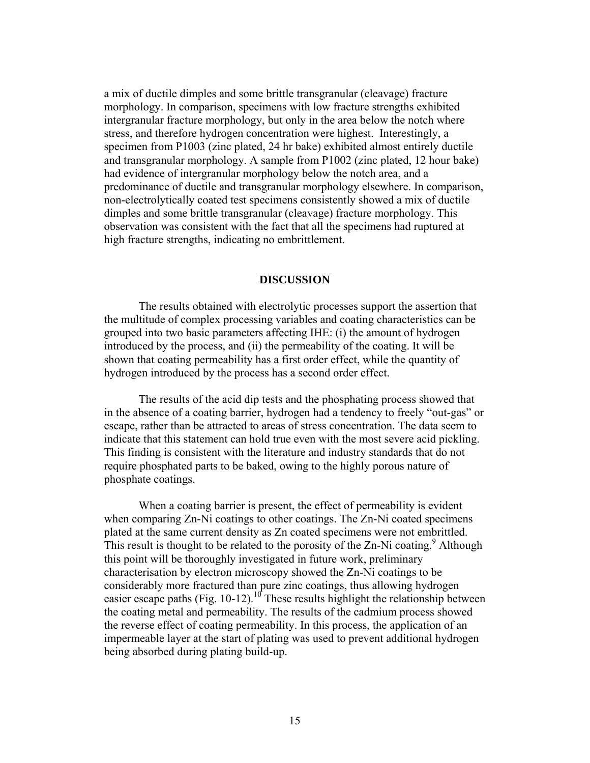a mix of ductile dimples and some brittle transgranular (cleavage) fracture morphology. In comparison, specimens with low fracture strengths exhibited intergranular fracture morphology, but only in the area below the notch where stress, and therefore hydrogen concentration were highest. Interestingly, a specimen from P1003 (zinc plated, 24 hr bake) exhibited almost entirely ductile and transgranular morphology. A sample from P1002 (zinc plated, 12 hour bake) had evidence of intergranular morphology below the notch area, and a predominance of ductile and transgranular morphology elsewhere. In comparison, non-electrolytically coated test specimens consistently showed a mix of ductile dimples and some brittle transgranular (cleavage) fracture morphology. This observation was consistent with the fact that all the specimens had ruptured at high fracture strengths, indicating no embrittlement.

## DISCUSSION

The results obtained with electrolytic processes support the assertion that the multitude of complex processing variables and coating characteristics can be grouped into two basic parameters affecting IHE: (i) the amount of hydrogen introduced by the process, and (ii) the permeability of the coating. It will be shown that coating permeability has a first order effect, while the quantity of hydrogen introduced by the process has a second order effect.

The results of the acid dip tests and the phosphating process showed that in the absence of a coating barrier, hydrogen had a tendency to freely "out-gas" or escape, rather than be attracted to areas of stress concentration. The data seem to indicate that this statement can hold true even with the most severe acid pickling. This finding is consistent with the literature and industry standards that do not require phosphated parts to be baked, owing to the highly porous nature of phosphate coatings.

When a coating barrier is present, the effect of permeability is evident when comparing Zn-Ni coatings to other coatings. The Zn-Ni coated specimens plated at the same current density as Zn coated specimens were not embrittled. This result is thought to be related to the porosity of the Zn-Ni coating.[9] Although this point will be thoroughly investigated in future work, preliminary characterisation by electron microscopy showed the Zn-Ni coatings to be considerably more fractured than pure zinc coatings, thus allowing hydrogen easier escape paths (Fig. 10-12).[10] These results highlight the relationship between the coating metal and permeability. The results of the cadmium process showed the reverse effect of coating permeability. In this process, the application of an impermeable layer at the start of plating was used to prevent additional hydrogen being absorbed during plating build-up.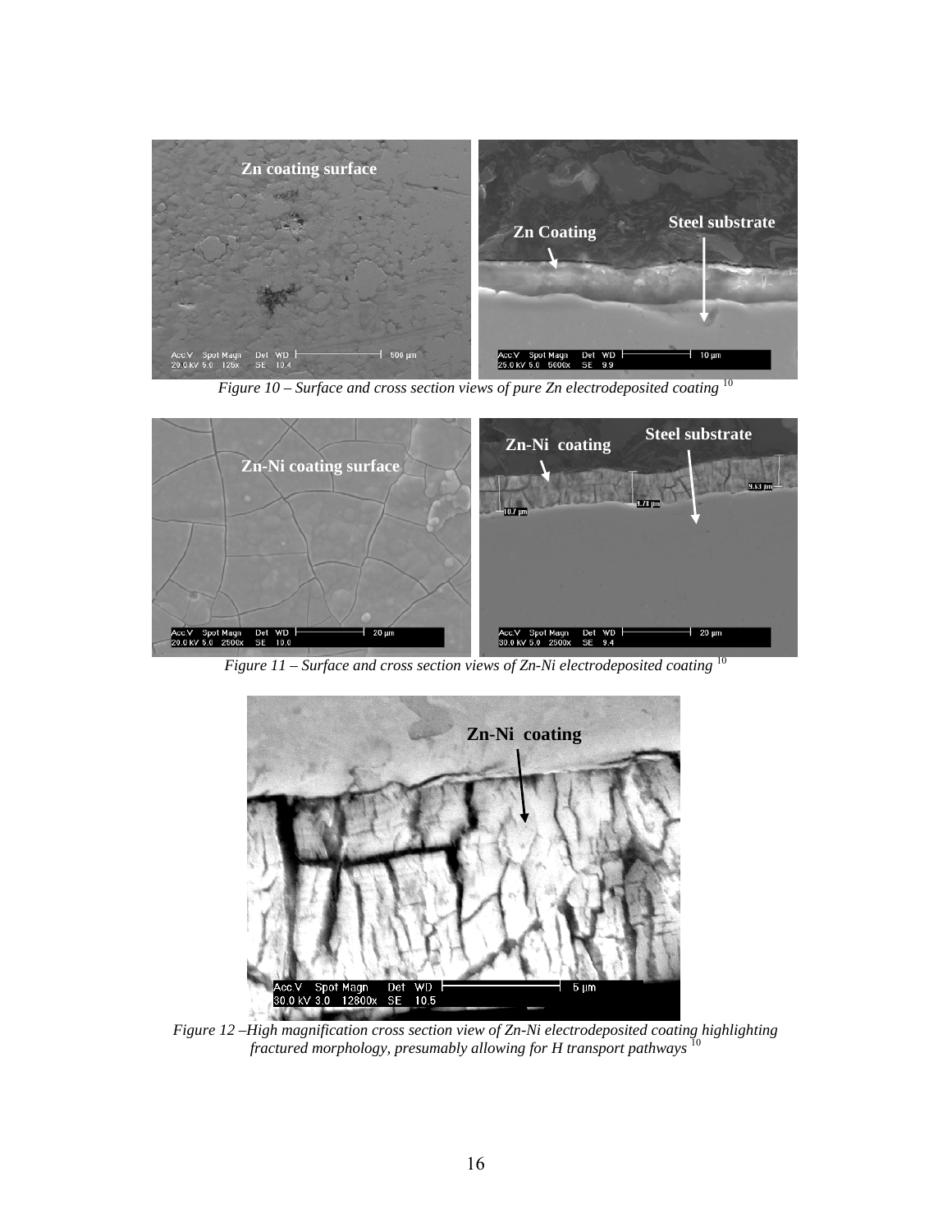*Figure 10 – Surface and cross section views of pure Zn electrodeposited coating* [10]

*Figure 11 – Surface and cross section views of Zn-Ni electrodeposited coating* [10]

*Figure 12 –High magnification cross section view of Zn-Ni electrodeposited coating highlighting fractured morphology, presumably allowing for H transport pathways* [10]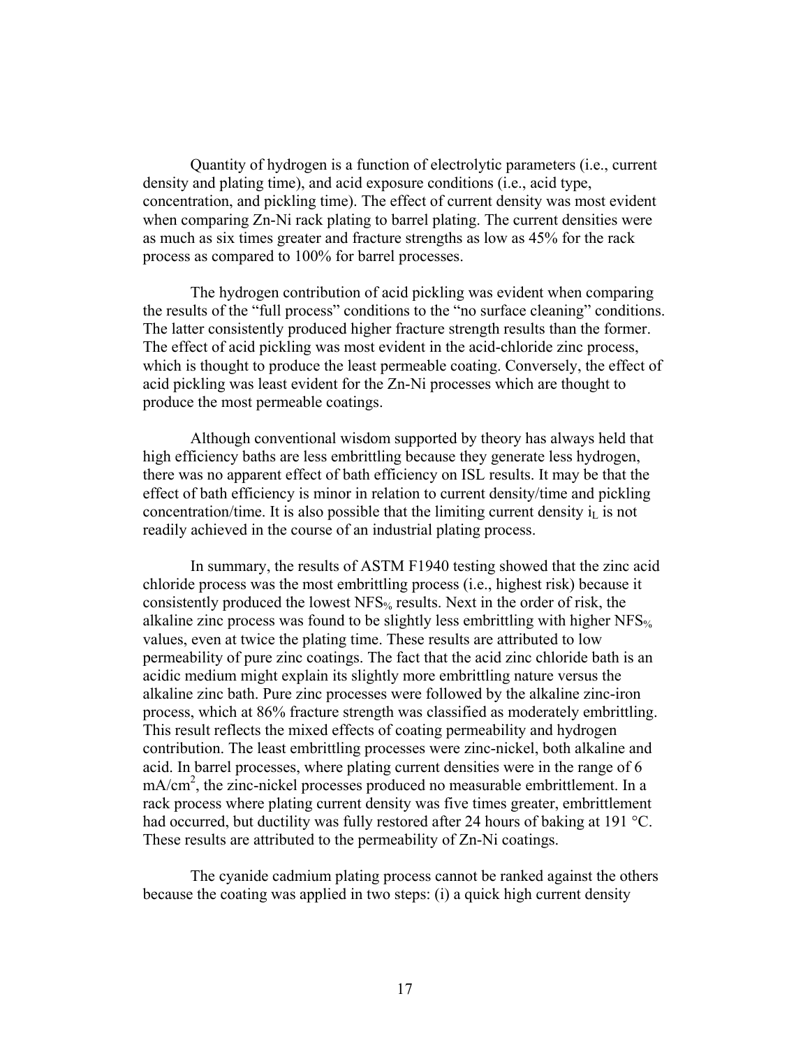Quantity of hydrogen is a function of electrolytic parameters (i.e., current density and plating time), and acid exposure conditions (i.e., acid type, concentration, and pickling time). The effect of current density was most evident when comparing Zn-Ni rack plating to barrel plating. The current densities were as much as six times greater and fracture strengths as low as 45% for the rack process as compared to 100% for barrel processes.

The hydrogen contribution of acid pickling was evident when comparing the results of the "full process" conditions to the "no surface cleaning" conditions. The latter consistently produced higher fracture strength results than the former. The effect of acid pickling was most evident in the acid-chloride zinc process, which is thought to produce the least permeable coating. Conversely, the effect of acid pickling was least evident for the Zn-Ni processes which are thought to produce the most permeable coatings.

Although conventional wisdom supported by theory has always held that high efficiency baths are less embrittling because they generate less hydrogen, there was no apparent effect of bath efficiency on ISL results. It may be that the effect of bath efficiency is minor in relation to current density/time and pickling concentration/time. It is also possible that the limiting current density $i_L$ is not readily achieved in the course of an industrial plating process.

In summary, the results of ASTM F1940 testing showed that the zinc acid chloride process was the most embrittling process (i.e., highest risk) because it consistently produced the lowest $NFS_{\%}$ results. Next in the order of risk, the alkaline zinc process was found to be slightly less embrittling with higher $NFS_{\%}$ values, even at twice the plating time. These results are attributed to low permeability of pure zinc coatings. The fact that the acid zinc chloride bath is an acidic medium might explain its slightly more embrittling nature versus the alkaline zinc bath. Pure zinc processes were followed by the alkaline zinc-iron process, which at 86% fracture strength was classified as moderately embrittling. This result reflects the mixed effects of coating permeability and hydrogen contribution. The least embrittling processes were zinc-nickel, both alkaline and acid. In barrel processes, where plating current densities were in the range of 6 $mA/cm^2$, the zinc-nickel processes produced no measurable embrittlement. In a rack process where plating current density was five times greater, embrittlement had occurred, but ductility was fully restored after 24 hours of baking at 191 °C. These results are attributed to the permeability of Zn-Ni coatings.

The cyanide cadmium plating process cannot be ranked against the others because the coating was applied in two steps: (i) a quick high current density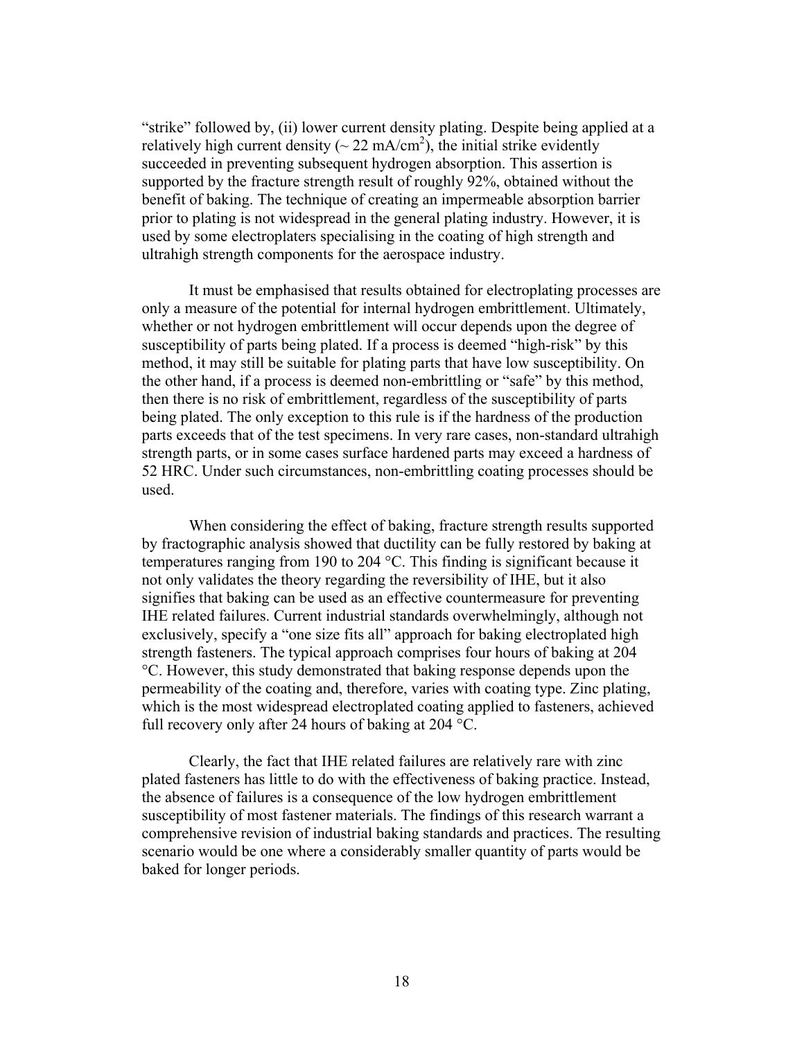"strike" followed by, (ii) lower current density plating. Despite being applied at a relatively high current density (~ 22 $mA/cm^2$), the initial strike evidently succeeded in preventing subsequent hydrogen absorption. This assertion is supported by the fracture strength result of roughly 92%, obtained without the benefit of baking. The technique of creating an impermeable absorption barrier prior to plating is not widespread in the general plating industry. However, it is used by some electroplaters specialising in the coating of high strength and ultrahigh strength components for the aerospace industry.

It must be emphasised that results obtained for electroplating processes are only a measure of the potential for internal hydrogen embrittlement. Ultimately, whether or not hydrogen embrittlement will occur depends upon the degree of susceptibility of parts being plated. If a process is deemed "high-risk" by this method, it may still be suitable for plating parts that have low susceptibility. On the other hand, if a process is deemed non-embrittling or "safe" by this method, then there is no risk of embrittlement, regardless of the susceptibility of parts being plated. The only exception to this rule is if the hardness of the production parts exceeds that of the test specimens. In very rare cases, non-standard ultrahigh strength parts, or in some cases surface hardened parts may exceed a hardness of 52 HRC. Under such circumstances, non-embrittling coating processes should be used.

When considering the effect of baking, fracture strength results supported by fractographic analysis showed that ductility can be fully restored by baking at temperatures ranging from 190 to 204 °C. This finding is significant because it not only validates the theory regarding the reversibility of IHE, but it also signifies that baking can be used as an effective countermeasure for preventing IHE related failures. Current industrial standards overwhelmingly, although not exclusively, specify a "one size fits all" approach for baking electroplated high strength fasteners. The typical approach comprises four hours of baking at 204 °C. However, this study demonstrated that baking response depends upon the permeability of the coating and, therefore, varies with coating type. Zinc plating, which is the most widespread electroplated coating applied to fasteners, achieved full recovery only after 24 hours of baking at 204 °C.

Clearly, the fact that IHE related failures are relatively rare with zinc plated fasteners has little to do with the effectiveness of baking practice. Instead, the absence of failures is a consequence of the low hydrogen embrittlement susceptibility of most fastener materials. The findings of this research warrant a comprehensive revision of industrial baking standards and practices. The resulting scenario would be one where a considerably smaller quantity of parts would be baked for longer periods.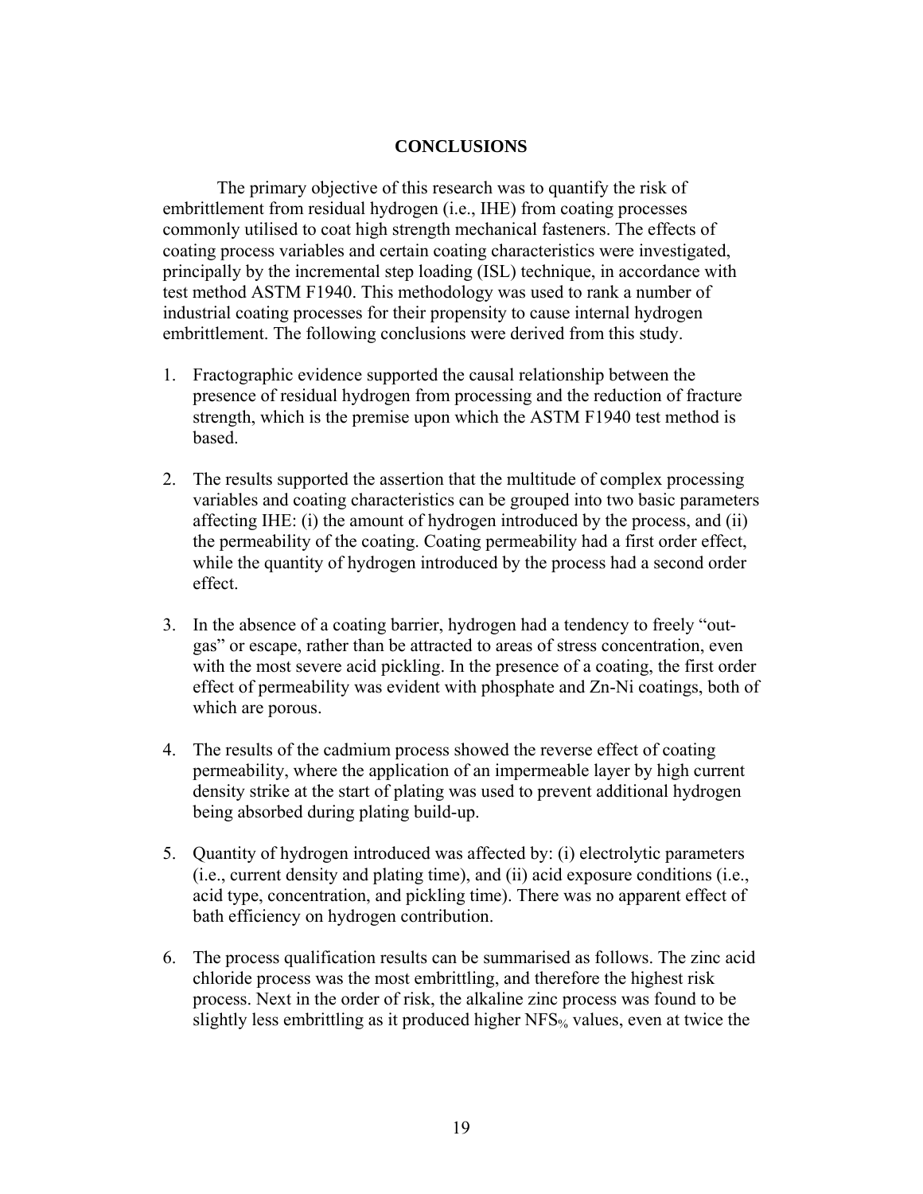## CONCLUSIONS

The primary objective of this research was to quantify the risk of embrittlement from residual hydrogen (i.e., IHE) from coating processes commonly utilised to coat high strength mechanical fasteners. The effects of coating process variables and certain coating characteristics were investigated, principally by the incremental step loading (ISL) technique, in accordance with test method ASTM F1940. This methodology was used to rank a number of industrial coating processes for their propensity to cause internal hydrogen embrittlement. The following conclusions were derived from this study.

1. Fractographic evidence supported the causal relationship between the presence of residual hydrogen from processing and the reduction of fracture strength, which is the premise upon which the ASTM F1940 test method is based.

2. The results supported the assertion that the multitude of complex processing variables and coating characteristics can be grouped into two basic parameters affecting IHE: (i) the amount of hydrogen introduced by the process, and (ii) the permeability of the coating. Coating permeability had a first order effect, while the quantity of hydrogen introduced by the process had a second order effect.

3. In the absence of a coating barrier, hydrogen had a tendency to freely "out-gas" or escape, rather than be attracted to areas of stress concentration, even with the most severe acid pickling. In the presence of a coating, the first order effect of permeability was evident with phosphate and Zn-Ni coatings, both of which are porous.

4. The results of the cadmium process showed the reverse effect of coating permeability, where the application of an impermeable layer by high current density strike at the start of plating was used to prevent additional hydrogen being absorbed during plating build-up.

5. Quantity of hydrogen introduced was affected by: (i) electrolytic parameters (i.e., current density and plating time), and (ii) acid exposure conditions (i.e., acid type, concentration, and pickling time). There was no apparent effect of bath efficiency on hydrogen contribution.

6. The process qualification results can be summarised as follows. The zinc acid chloride process was the most embrittling, and therefore the highest risk process. Next in the order of risk, the alkaline zinc process was found to be slightly less embrittling as it produced higher $NFS_{\%}$ values, even at twice the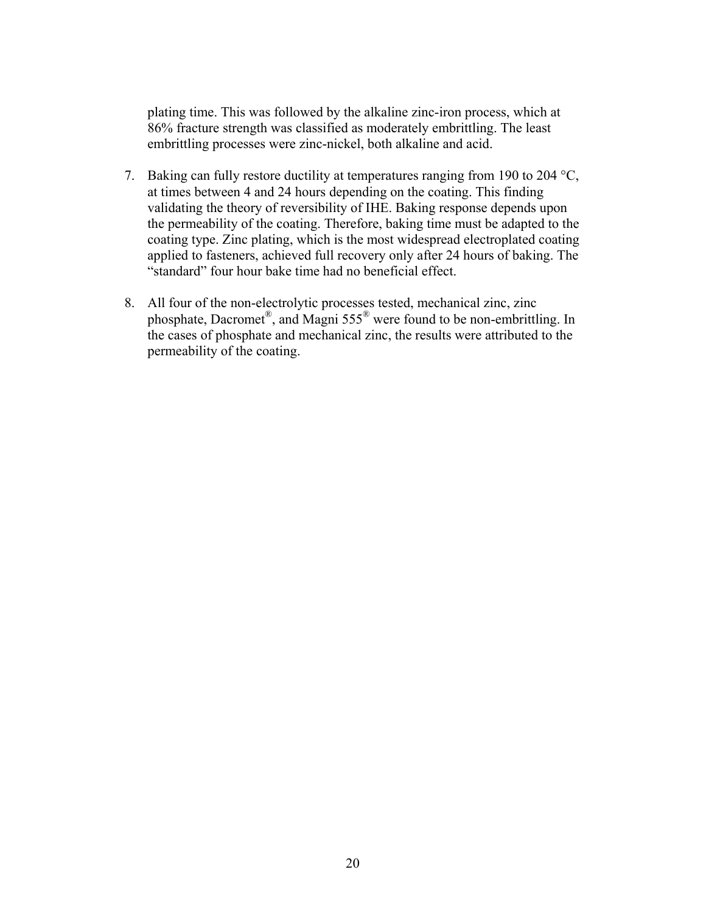plating time. This was followed by the alkaline zinc-iron process, which at 86% fracture strength was classified as moderately embrittling. The least embrittling processes were zinc-nickel, both alkaline and acid.

7. Baking can fully restore ductility at temperatures ranging from 190 to 204 °C, at times between 4 and 24 hours depending on the coating. This finding validating the theory of reversibility of IHE. Baking response depends upon the permeability of the coating. Therefore, baking time must be adapted to the coating type. Zinc plating, which is the most widespread electroplated coating applied to fasteners, achieved full recovery only after 24 hours of baking. The "standard" four hour bake time had no beneficial effect.

8. All four of the non-electrolytic processes tested, mechanical zinc, zinc phosphate, Dacromet®, and Magni 555® were found to be non-embrittling. In the cases of phosphate and mechanical zinc, the results were attributed to the permeability of the coating.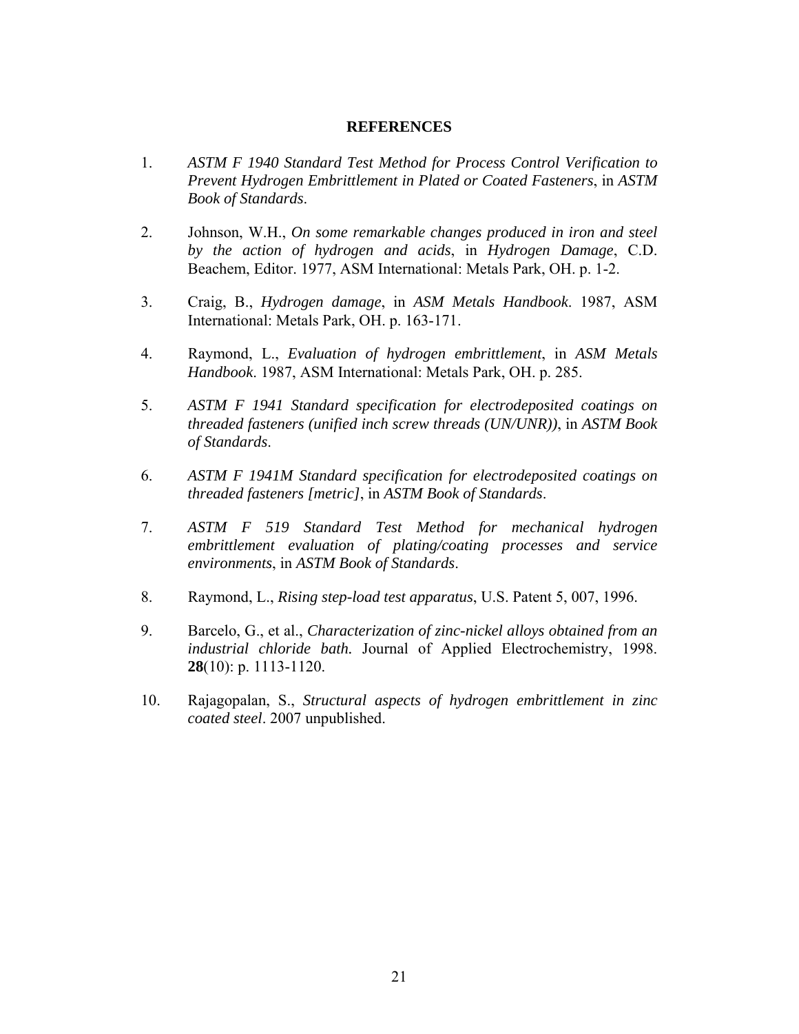## REFERENCES

1. *ASTM F 1940 Standard Test Method for Process Control Verification to Prevent Hydrogen Embrittlement in Plated or Coated Fasteners*, in *ASTM Book of Standards*.

2. Johnson, W.H., *On some remarkable changes produced in iron and steel by the action of hydrogen and acids*, in *Hydrogen Damage*, C.D. Beachem, Editor. 1977, ASM International: Metals Park, OH. p. 1-2.

3. Craig, B., *Hydrogen damage*, in *ASM Metals Handbook*. 1987, ASM International: Metals Park, OH. p. 163-171.

4. Raymond, L., *Evaluation of hydrogen embrittlement*, in *ASM Metals Handbook*. 1987, ASM International: Metals Park, OH. p. 285.

5. *ASTM F 1941 Standard specification for electrodeposited coatings on threaded fasteners (unified inch screw threads (UN/UNR))*, in *ASTM Book of Standards*.

6. *ASTM F 1941M Standard specification for electrodeposited coatings on threaded fasteners [metric]*, in *ASTM Book of Standards*.

7. *ASTM F 519 Standard Test Method for mechanical hydrogen embrittlement evaluation of plating/coating processes and service environments*, in *ASTM Book of Standards*.

8. Raymond, L., *Rising step-load test apparatus*, U.S. Patent 5, 007, 1996.

9. Barcelo, G., et al., *Characterization of zinc-nickel alloys obtained from an industrial chloride bath.* Journal of Applied Electrochemistry, 1998. **28**(10): p. 1113-1120.

10. Rajagopalan, S., *Structural aspects of hydrogen embrittlement in zinc coated steel*. 2007 unpublished.